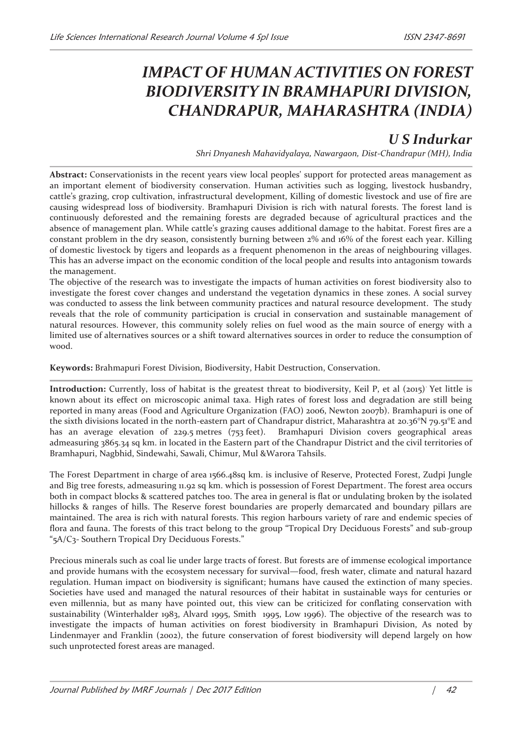# IMPACT OF HUMAN ACTIVITIES ON FOREST BIODIVERSITY IN BRAMHAPURI DIVISION, CHANDRAPUR, MAHARASHTRA (INDIA)

## U S Indurkar

*Shri Dnyanesh Mahavidyalaya, Nawargaon, Dist-Chandrapur (MH), India*

**Abstract:** Conservationists in the recent years view local peoples' support for protected areas management as an important element of biodiversity conservation. Human activities such as logging, livestock husbandry, cattle's grazing, crop cultivation, infrastructural development, Killing of domestic livestock and use of fire are causing widespread loss of biodiversity. Bramhapuri Division is rich with natural forests. The forest land is continuously deforested and the remaining forests are degraded because of agricultural practices and the absence of management plan. While cattle's grazing causes additional damage to the habitat. Forest fires are a constant problem in the dry season, consistently burning between 2% and 16% of the forest each year. Killing of domestic livestock by tigers and leopards as a frequent phenomenon in the areas of neighbouring villages. This has an adverse impact on the economic condition of the local people and results into antagonism towards the management.

The objective of the research was to investigate the impacts of human activities on forest biodiversity also to investigate the forest cover changes and understand the vegetation dynamics in these zones. A social survey was conducted to assess the link between community practices and natural resource development. The study reveals that the role of community participation is crucial in conservation and sustainable management of natural resources. However, this community solely relies on fuel wood as the main source of energy with a limited use of alternatives sources or a shift toward alternatives sources in order to reduce the consumption of wood.

**Keywords:** Brahmapuri Forest Division, Biodiversity, Habit Destruction, Conservation.

**Introduction:** Currently, loss of habitat is the greatest threat to biodiversity, Keil P, et al (2015). Yet little is known about its effect on microscopic animal taxa. High rates of forest loss and degradation are still being reported in many areas (Food and Agriculture Organization (FAO) 2006, Newton 2007b). Bramhapuri is one of the sixth divisions located in the north-eastern part of Chandrapur district, Maharashtra at 20.36°N 79.51°E and has an average elevation of 229.5 metres (753 feet). Bramhapuri Division covers geographical areas admeasuring 3865.34 sq km. in located in the Eastern part of the Chandrapur District and the civil territories of Bramhapuri, Nagbhid, Sindewahi, Sawali, Chimur, Mul &Warora Tahsils.

The Forest Department in charge of area 1566.48sq km. is inclusive of Reserve, Protected Forest, Zudpi Jungle and Big tree forests, admeasuring 11.92 sq km. which is possession of Forest Department. The forest area occurs both in compact blocks & scattered patches too. The area in general is flat or undulating broken by the isolated hillocks & ranges of hills. The Reserve forest boundaries are properly demarcated and boundary pillars are maintained. The area is rich with natural forests. This region harbours variety of rare and endemic species of flora and fauna. The forests of this tract belong to the group "Tropical Dry Deciduous Forests" and sub-group "5A/C3- Southern Tropical Dry Deciduous Forests."

Precious minerals such as coal lie under large tracts of forest. But forests are of immense ecological importance and provide humans with the ecosystem necessary for survival—food, fresh water, climate and natural hazard regulation. Human impact on biodiversity is significant; humans have caused the extinction of many species. Societies have used and managed the natural resources of their habitat in sustainable ways for centuries or even millennia, but as many have pointed out, this view can be criticized for conflating conservation with sustainability (Winterhalder 1983, Alvard 1995, Smith 1995, Low 1996). The objective of the research was to investigate the impacts of human activities on forest biodiversity in Bramhapuri Division, As noted by Lindenmayer and Franklin (2002), the future conservation of forest biodiversity will depend largely on how such unprotected forest areas are managed.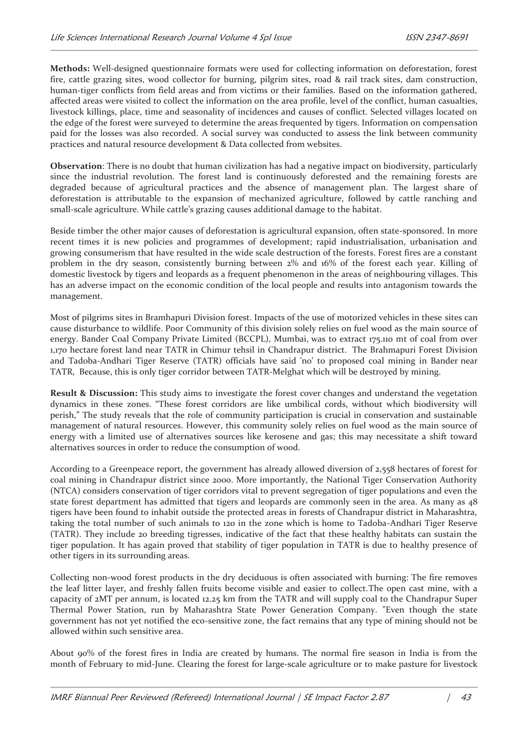**Methods:** Well-designed questionnaire formats were used for collecting information on deforestation, forest fire, cattle grazing sites, wood collector for burning, pilgrim sites, road & rail track sites, dam construction, human-tiger conflicts from field areas and from victims or their families. Based on the information gathered, affected areas were visited to collect the information on the area profile, level of the conflict, human casualties, livestock killings, place, time and seasonality of incidences and causes of conflict. Selected villages located on the edge of the forest were surveyed to determine the areas frequented by tigers. Information on compensation paid for the losses was also recorded. A social survey was conducted to assess the link between community practices and natural resource development & Data collected from websites.

**Observation**: There is no doubt that human civilization has had a negative impact on biodiversity, particularly since the industrial revolution. The forest land is continuously deforested and the remaining forests are degraded because of agricultural practices and the absence of management plan. The largest share of deforestation is attributable to the expansion of mechanized agriculture, followed by cattle ranching and small-scale agriculture. While cattle's grazing causes additional damage to the habitat.

Beside timber the other major causes of deforestation is agricultural expansion, often state-sponsored. In more recent times it is new policies and programmes of development; rapid industrialisation, urbanisation and growing consumerism that have resulted in the wide scale destruction of the forests. Forest fires are a constant problem in the dry season, consistently burning between 2% and 16% of the forest each year. Killing of domestic livestock by tigers and leopards as a frequent phenomenon in the areas of neighbouring villages. This has an adverse impact on the economic condition of the local people and results into antagonism towards the management.

Most of pilgrims sites in Bramhapuri Division forest. Impacts of the use of motorized vehicles in these sites can cause disturbance to wildlife. Poor Community of this division solely relies on fuel wood as the main source of energy. Bander Coal Company Private Limited (BCCPL), Mumbai, was to extract 175.110 mt of coal from over 1,170 hectare forest land near TATR in Chimur tehsil in Chandrapur district. The Brahmapuri Forest Division and Tadoba-Andhari Tiger Reserve (TATR) officials have said 'no' to proposed coal mining in Bander near TATR, Because, this is only tiger corridor between TATR-Melghat which will be destroyed by mining.

**Result & Discussion:** This study aims to investigate the forest cover changes and understand the vegetation dynamics in these zones. "These forest corridors are like umbilical cords, without which biodiversity will perish," The study reveals that the role of community participation is crucial in conservation and sustainable management of natural resources. However, this community solely relies on fuel wood as the main source of energy with a limited use of alternatives sources like kerosene and gas; this may necessitate a shift toward alternatives sources in order to reduce the consumption of wood.

According to a Greenpeace report, the government has already allowed diversion of 2,558 hectares of forest for coal mining in Chandrapur district since 2000. More importantly, the National Tiger Conservation Authority (NTCA) considers conservation of tiger corridors vital to prevent segregation of tiger populations and even the state forest department has admitted that tigers and leopards are commonly seen in the area. As many as 48 tigers have been found to inhabit outside the protected areas in forests of Chandrapur district in Maharashtra, taking the total number of such animals to 120 in the zone which is home to Tadoba-Andhari Tiger Reserve (TATR). They include 20 breeding tigresses, indicative of the fact that these healthy habitats can sustain the tiger population. It has again proved that stability of tiger population in TATR is due to healthy presence of other tigers in its surrounding areas.

Collecting non-wood forest products in the dry deciduous is often associated with burning: The fire removes the leaf litter layer, and freshly fallen fruits become visible and easier to collect.The open cast mine, with a capacity of 2MT per annum, is located 12.25 km from the TATR and will supply coal to the Chandrapur Super Thermal Power Station, run by Maharashtra State Power Generation Company. "Even though the state government has not yet notified the eco-sensitive zone, the fact remains that any type of mining should not be allowed within such sensitive area.

About 90% of the forest fires in India are created by humans. The normal fire season in India is from the month of February to mid-June. Clearing the forest for large-scale agriculture or to make pasture for livestock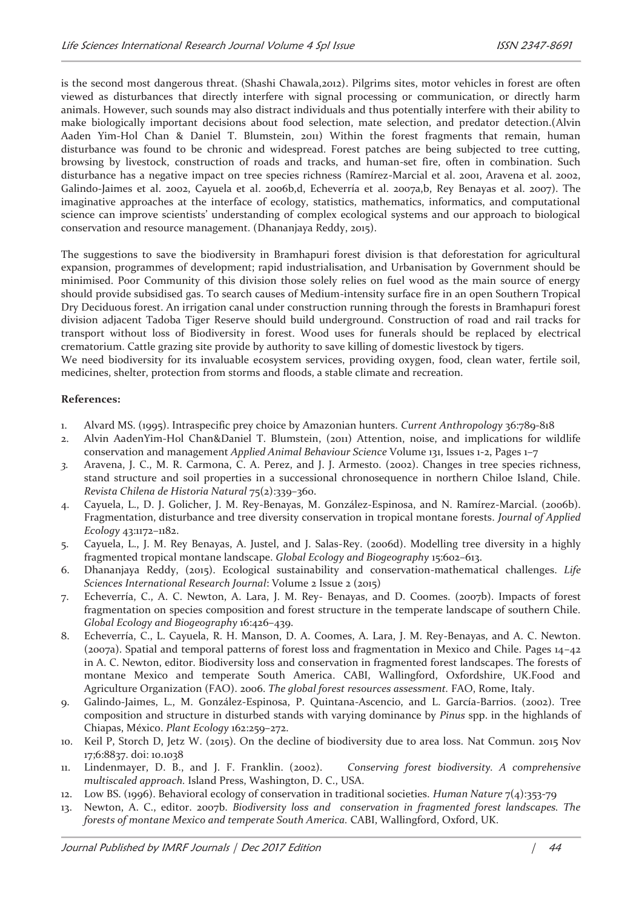is the second most dangerous threat. (Shashi Chawala,2012). Pilgrims sites, motor vehicles in forest are often viewed as disturbances that directly interfere with signal processing or communication, or directly harm animals. However, such sounds may also distract individuals and thus potentially interfere with their ability to make biologically important decisions about food selection, mate selection, and predator detection.(Alvin Aaden Yim-Hol Chan & Daniel T. Blumstein, 2011) Within the forest fragments that remain, human disturbance was found to be chronic and widespread. Forest patches are being subjected to tree cutting, browsing by livestock, construction of roads and tracks, and human-set fire, often in combination. Such disturbance has a negative impact on tree species richness (Ramírez-Marcial et al. 2001, Aravena et al. 2002, Galindo-Jaimes et al. 2002, Cayuela et al. 2006b,d, Echeverría et al. 2007a,b, Rey Benayas et al. 2007). The imaginative approaches at the interface of ecology, statistics, mathematics, informatics, and computational science can improve scientists' understanding of complex ecological systems and our approach to biological conservation and resource management. (Dhananjaya Reddy, 2015).

The suggestions to save the biodiversity in Bramhapuri forest division is that deforestation for agricultural expansion, programmes of development; rapid industrialisation, and Urbanisation by Government should be minimised. Poor Community of this division those solely relies on fuel wood as the main source of energy should provide subsidised gas. To search causes of Medium-intensity surface fire in an open Southern Tropical Dry Deciduous forest. An irrigation canal under construction running through the forests in Bramhapuri forest division adjacent Tadoba Tiger Reserve should build underground. Construction of road and rail tracks for transport without loss of Biodiversity in forest. Wood uses for funerals should be replaced by electrical crematorium. Cattle grazing site provide by authority to save killing of domestic livestock by tigers.
We need biodiversity for its invaluable ecosystem services, providing oxygen, food, clean water, fertile soil, medicines, shelter, protection from storms and floods, a stable climate and recreation.

**References:**

1. Alvard MS. (1995). Intraspecific prey choice by Amazonian hunters. *Current Anthropology* 36:789-818
2. Alvin AadenYim-Hol Chan&Daniel T. Blumstein, (2011) Attention, noise, and implications for wildlife conservation and management *Applied Animal Behaviour Science* Volume 131, Issues 1-2, Pages 1–7
3. Aravena, J. C., M. R. Carmona, C. A. Perez, and J. J. Armesto. (2002). Changes in tree species richness, stand structure and soil properties in a successional chronosequence in northern Chiloe Island, Chile. *Revista Chilena de Historia Natural* 75(2):339–360.
4. Cayuela, L., D. J. Golicher, J. M. Rey-Benayas, M. González-Espinosa, and N. Ramírez-Marcial. (2006b). Fragmentation, disturbance and tree diversity conservation in tropical montane forests. *Journal of Applied Ecology* 43:1172–1182.
5. Cayuela, L., J. M. Rey Benayas, A. Justel, and J. Salas-Rey. (2006d). Modelling tree diversity in a highly fragmented tropical montane landscape. *Global Ecology and Biogeography* 15:602–613.
6. Dhananjaya Reddy, (2015). Ecological sustainability and conservation-mathematical challenges. *Life Sciences International Research Journal*: Volume 2 Issue 2 (2015)
7. Echeverría, C., A. C. Newton, A. Lara, J. M. Rey- Benayas, and D. Coomes. (2007b). Impacts of forest fragmentation on species composition and forest structure in the temperate landscape of southern Chile. *Global Ecology and Biogeography* 16:426–439.
8. Echeverría, C., L. Cayuela, R. H. Manson, D. A. Coomes, A. Lara, J. M. Rey-Benayas, and A. C. Newton. (2007a). Spatial and temporal patterns of forest loss and fragmentation in Mexico and Chile. Pages 14–42 in A. C. Newton, editor. Biodiversity loss and conservation in fragmented forest landscapes. The forests of montane Mexico and temperate South America. CABI, Wallingford, Oxfordshire, UK.Food and Agriculture Organization (FAO). 2006. *The global forest resources assessment.* FAO, Rome, Italy.
9. Galindo-Jaimes, L., M. González-Espinosa, P. Quintana-Ascencio, and L. García-Barrios. (2002). Tree composition and structure in disturbed stands with varying dominance by *Pinus* spp. in the highlands of Chiapas, México. *Plant Ecology* 162:259–272.
10. Keil P, Storch D, Jetz W. (2015). On the decline of biodiversity due to area loss. Nat Commun. 2015 Nov 17;6:8837. doi: 10.1038
11. Lindenmayer, D. B., and J. F. Franklin. (2002). *Conserving forest biodiversity. A comprehensive multiscaled approach.* Island Press, Washington, D. C., USA.
12. Low BS. (1996). Behavioral ecology of conservation in traditional societies. *Human Nature* 7(4):353-79
13. Newton, A. C., editor. 2007b. *Biodiversity loss and conservation in fragmented forest landscapes. The forests of montane Mexico and temperate South America.* CABI, Wallingford, Oxford, UK.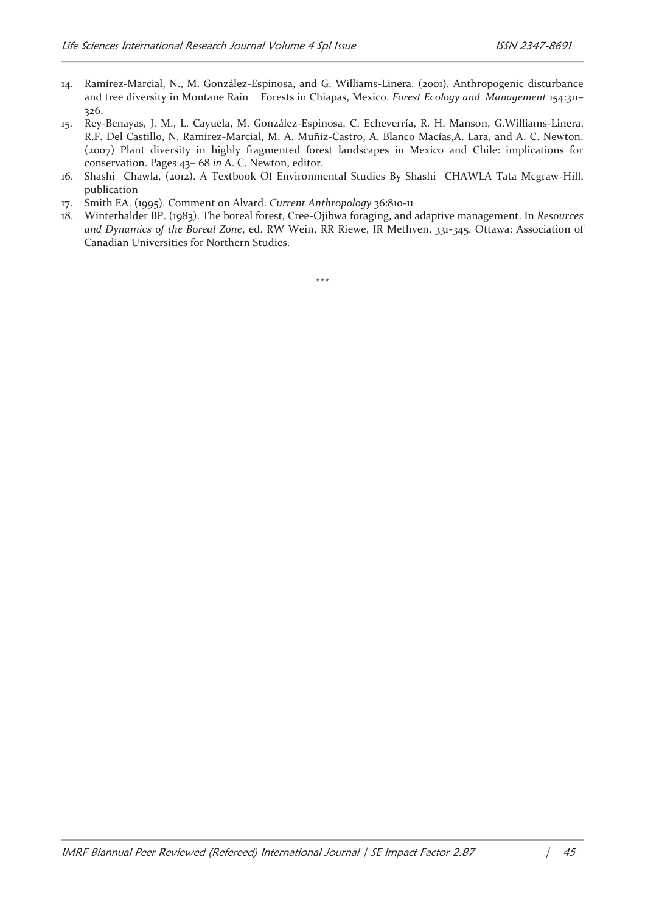14. Ramírez-Marcial, N., M. González-Espinosa, and G. Williams-Linera. (2001). Anthropogenic disturbance and tree diversity in Montane Rain Forests in Chiapas, Mexico. *Forest Ecology and Management* 154:311–326.
15. Rey-Benayas, J. M., L. Cayuela, M. González-Espinosa, C. Echeverría, R. H. Manson, G.Williams-Linera, R.F. Del Castillo, N. Ramírez-Marcial, M. A. Muñiz-Castro, A. Blanco Macías,A. Lara, and A. C. Newton. (2007) Plant diversity in highly fragmented forest landscapes in Mexico and Chile: implications for conservation. Pages 43– 68 *in* A. C. Newton, editor.
16. Shashi Chawla, (2012). A Textbook Of Environmental Studies By Shashi CHAWLA Tata Mcgraw-Hill, publication
17. Smith EA. (1995). Comment on Alvard. *Current Anthropology* 36:810-11
18. Winterhalder BP. (1983). The boreal forest, Cree-Ojibwa foraging, and adaptive management. In *Resources and Dynamics of the Boreal Zone*, ed. RW Wein, RR Riewe, IR Methven, 331-345. Ottawa: Association of Canadian Universities for Northern Studies.

\*\*\*